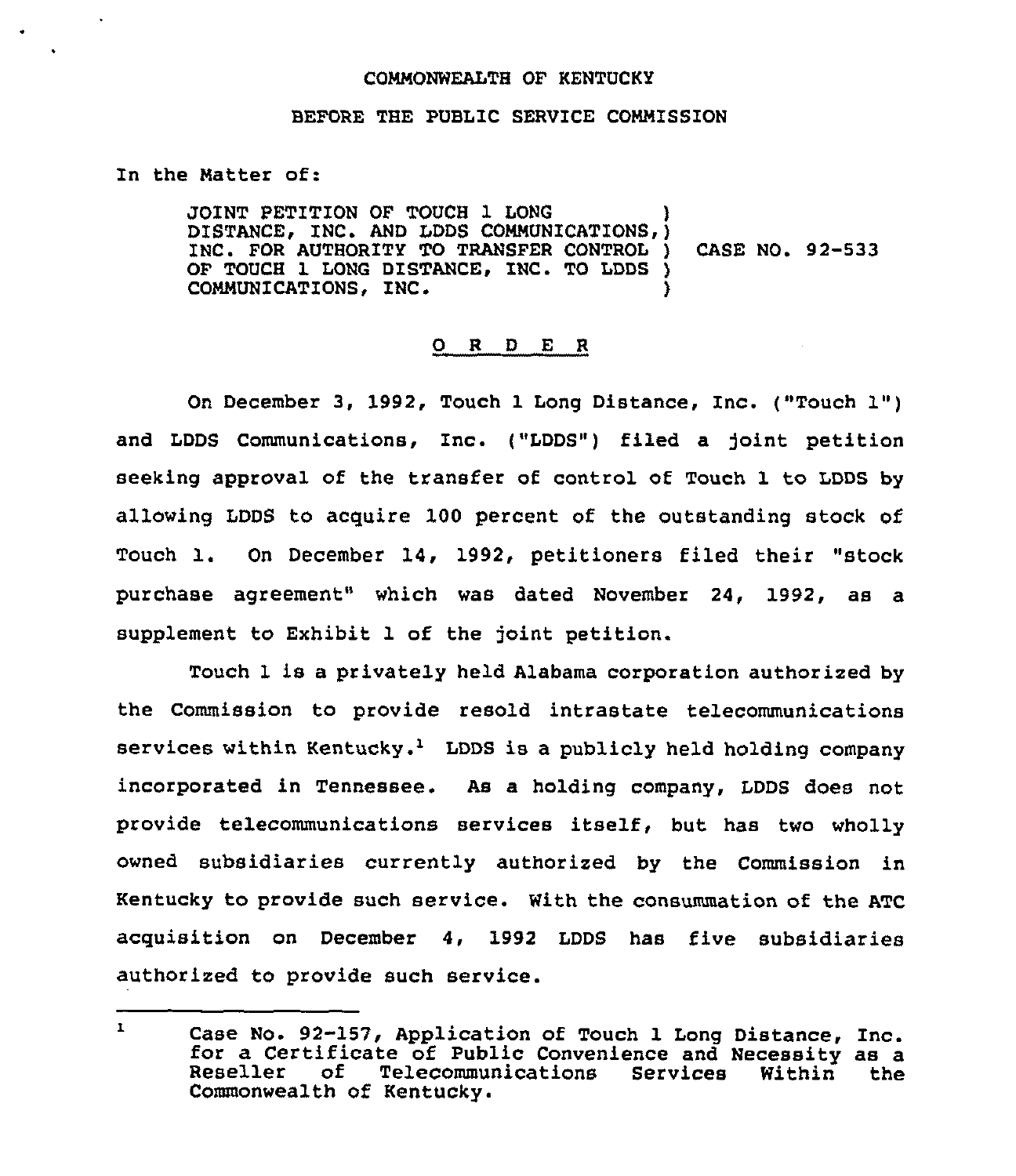COMMONWEALTH OF KENTUCKY

BEFORE THE PUBLIC SERVICE COMMISSION

In the Matter of:

JOINT PETITION OF TOUCH 1 LONG DISTANCE, INC. AND LDDS COMMUNICATIONS, INC. FOR AUTHORITY TO TRANSFER CONTROL OF TOUCH 1 LONG DISTANCE, INC. TO LDDS COMMUNICATIONS, INC. ) CASE NO. 92-533

O R D E R

On December 3, 1992, Touch 1 Long Distance, Inc. ("Touch 1") and LDDS Communications, Inc. ("LDDS") filed a joint petition seeking approval of the transfer of control of Touch 1 to LDDS by allowing LDDS to acquire 100 percent of the outstanding stock of Touch 1. On December 14, 1992, petitioners filed their "stock purchase agreement" which was dated November 24, 1992, as a supplement to Exhibit 1 of the joint petition.

Touch 1 is a privately held Alabama corporation authorized by the Commission to provide resold intrastate telecommunications services within Kentucky.[1] LDDS is a publicly held holding company incorporated in Tennessee. As a holding company, LDDS does not provide telecommunications services itself, but has two wholly owned subsidiaries currently authorized by the Commission in Kentucky to provide such service. With the consummation of the ATC acquisition on December 4, 1992 LDDS has five subsidiaries authorized to provide such service.

---

[1] Case No. 92-157, Application of Touch 1 Long Distance, Inc. for a Certificate of Public Convenience and Necessity as a Reseller of Telecommunications Services Within the Commonwealth of Kentucky.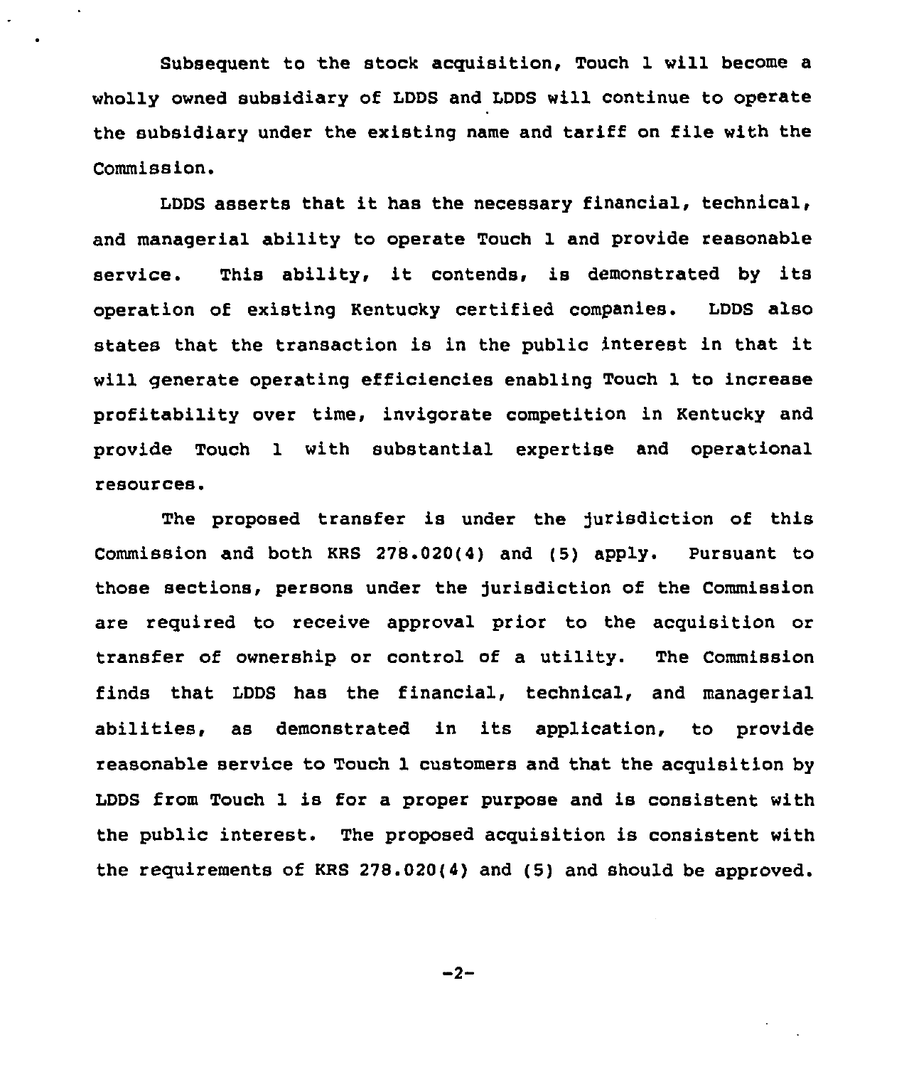Subsequent to the stock acquisition, Touch 1 will become a wholly owned subsidiary of LDDS and LDDS will continue to operate the subsidiary under the existing name and tariff on file with the Commission.

LDDS asserts that it has the necessary financial, technical, and managerial ability to operate Touch 1 and provide reasonable service. This ability, it contends, is demonstrated by its operation of existing Kentucky certified companies. LDDS also states that the transaction is in the public interest in that it will generate operating efficiencies enabling Touch 1 to increase profitability over time, invigorate competition in Kentucky and provide Touch 1 with substantial expertise and operational resources.

The proposed transfer is under the jurisdiction of this Commission and both KRS 278.020(4) and (5) apply. Pursuant to those sections, persons under the jurisdiction of the Commission are required to receive approval prior to the acquisition or transfer of ownership or control of a utility. The Commission finds that LDDS has the financial, technical, and managerial abilities, as demonstrated in its application, to provide reasonable service to Touch 1 customers and that the acquisition by LDDS from Touch 1 is for a proper purpose and is consistent with the public interest. The proposed acquisition is consistent with the requirements of KRS 278.020(4) and (5) and should be approved.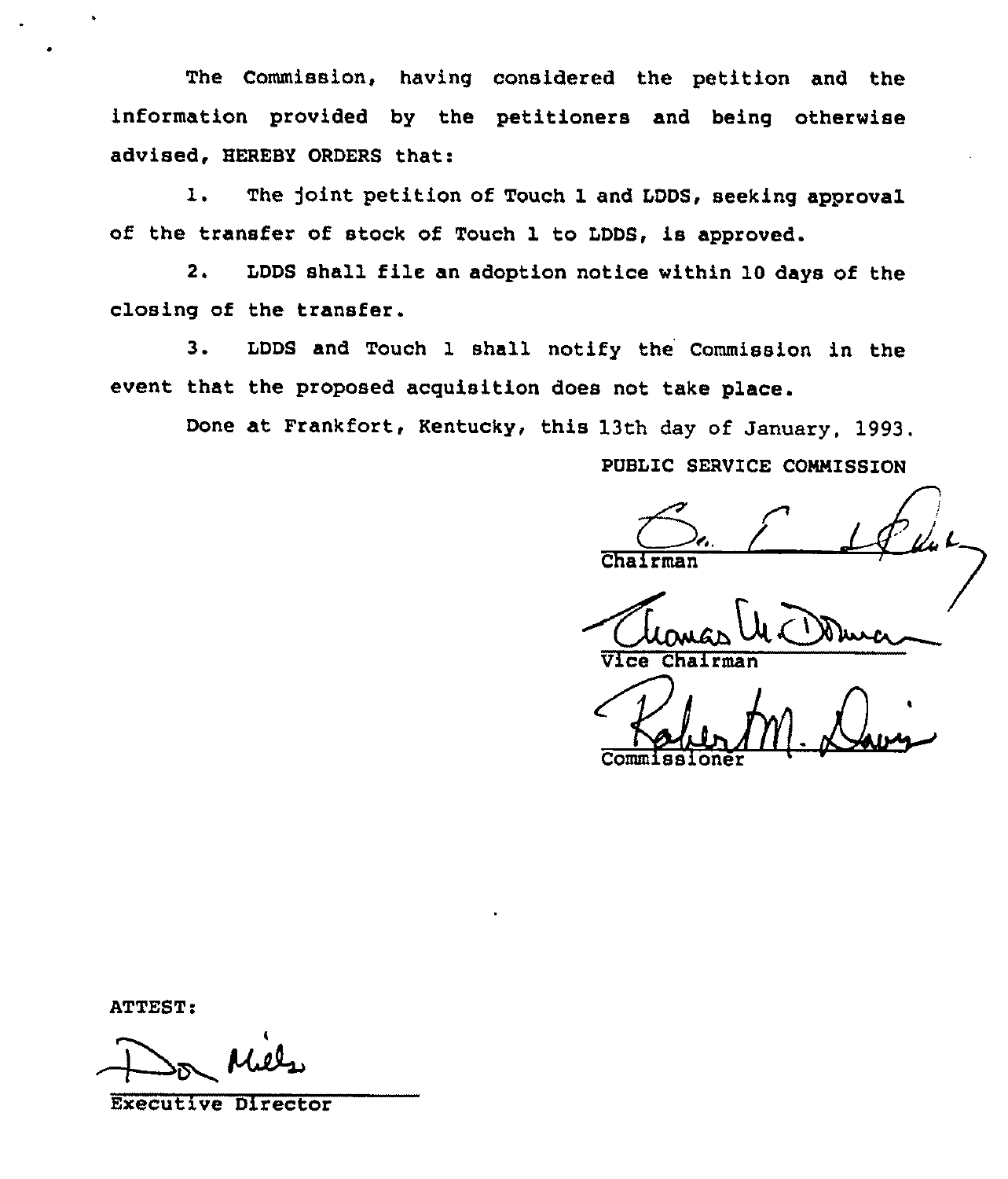The Commission, having considered the petition and the information provided by the petitioners and being otherwise advised, HEREBY ORDERS that:

1. The joint petition of Touch 1 and LDDS, seeking approval of the transfer of stock of Touch 1 to LDDS, is approved.

2. LDDS shall file an adoption notice within 10 days of the closing of the transfer.

3. LDDS and Touch 1 shall notify the Commission in the event that the proposed acquisition does not take place.

Done at Frankfort, Kentucky, this 13th day of January, 1993.

PUBLIC SERVICE COMMISSION

Chairman

Vice Chairman

Commissioner

ATTEST:

Executive Director